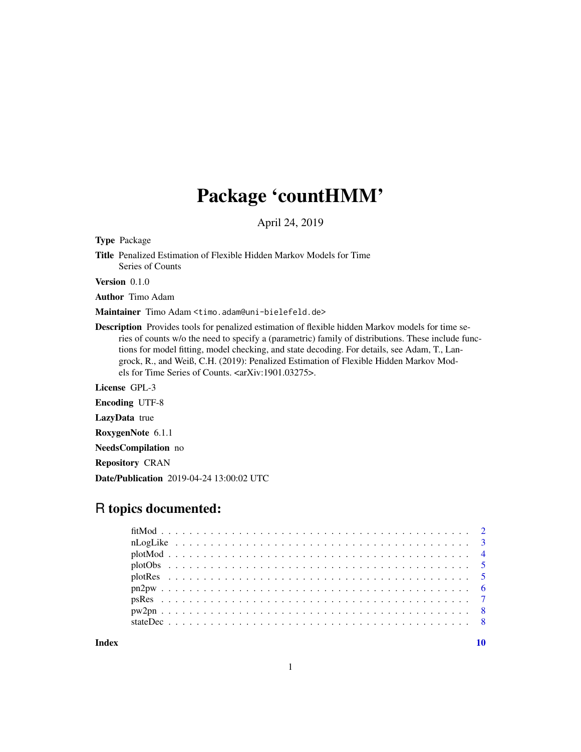# Package 'countHMM'

April 24, 2019

**Type** Package

**Title** Penalized Estimation of Flexible Hidden Markov Models for Time Series of Counts

**Version** 0.1.0

**Author** Timo Adam

**Maintainer** Timo Adam <timo.adam@uni-bielefeld.de>

**Description** Provides tools for penalized estimation of flexible hidden Markov models for time series of counts w/o the need to specify a (parametric) family of distributions. These include functions for model fitting, model checking, and state decoding. For details, see Adam, T., Langrock, R., and Weiß, C.H. (2019): Penalized Estimation of Flexible Hidden Markov Models for Time Series of Counts. <arXiv:1901.03275>.

**License** GPL-3

**Encoding** UTF-8

**LazyData** true

**RoxygenNote** 6.1.1

**NeedsCompilation** no

**Repository** CRAN

**Date/Publication** 2019-04-24 13:00:02 UTC

## R topics documented:

| | |
|---|---|
| fitMod | 2 |
| nLogLike | 3 |
| plotMod | 4 |
| plotObs | 5 |
| plotRes | 5 |
| pn2pw | 6 |
| psRes | 7 |
| pw2pn | 8 |
| stateDec | 8 |
| **Index** | 10 |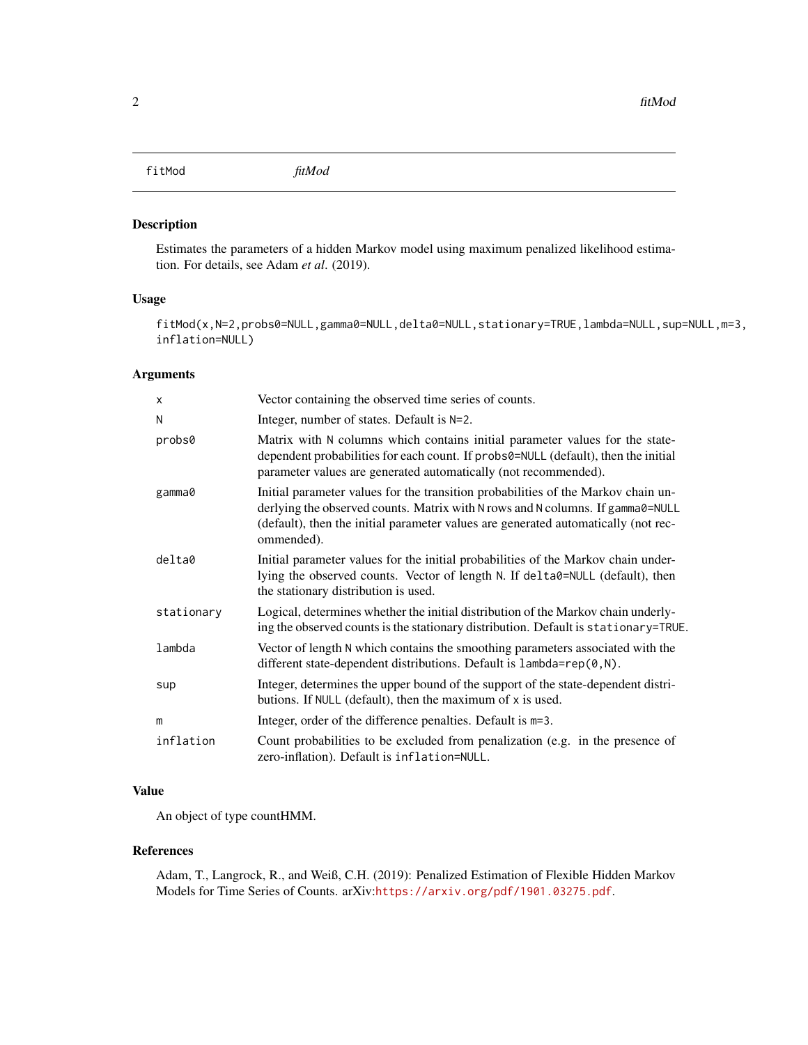# fitMod

*fitMod*

## Description

Estimates the parameters of a hidden Markov model using maximum penalized likelihood estimation. For details, see Adam *et al*. (2019).

## Usage

```
fitMod(x,N=2,probs0=NULL,gamma0=NULL,delta0=NULL,stationary=TRUE,lambda=NULL,sup=NULL,m=3,
inflation=NULL)
```

## Arguments

| | |
|---|---|
| `x` | Vector containing the observed time series of counts. |
| `N` | Integer, number of states. Default is `N=2`. |
| `probs0` | Matrix with `N` columns which contains initial parameter values for the state-dependent probabilities for each count. If `probs0=NULL` (default), then the initial parameter values are generated automatically (not recommended). |
| `gamma0` | Initial parameter values for the transition probabilities of the Markov chain underlying the observed counts. Matrix with `N` rows and `N` columns. If `gamma0=NULL` (default), then the initial parameter values are generated automatically (not recommended). |
| `delta0` | Initial parameter values for the initial probabilities of the Markov chain underlying the observed counts. Vector of length `N`. If `delta0=NULL` (default), then the stationary distribution is used. |
| `stationary` | Logical, determines whether the initial distribution of the Markov chain underlying the observed counts is the stationary distribution. Default is `stationary=TRUE`. |
| `lambda` | Vector of length `N` which contains the smoothing parameters associated with the different state-dependent distributions. Default is `lambda=rep(0,N)`. |
| `sup` | Integer, determines the upper bound of the support of the state-dependent distributions. If `NULL` (default), then the maximum of `x` is used. |
| `m` | Integer, order of the difference penalties. Default is `m=3`. |
| `inflation` | Count probabilities to be excluded from penalization (e.g. in the presence of zero-inflation). Default is `inflation=NULL`. |

## Value

An object of type countHMM.

## References

Adam, T., Langrock, R., and Weiß, C.H. (2019): Penalized Estimation of Flexible Hidden Markov Models for Time Series of Counts. arXiv:https://arxiv.org/pdf/1901.03275.pdf.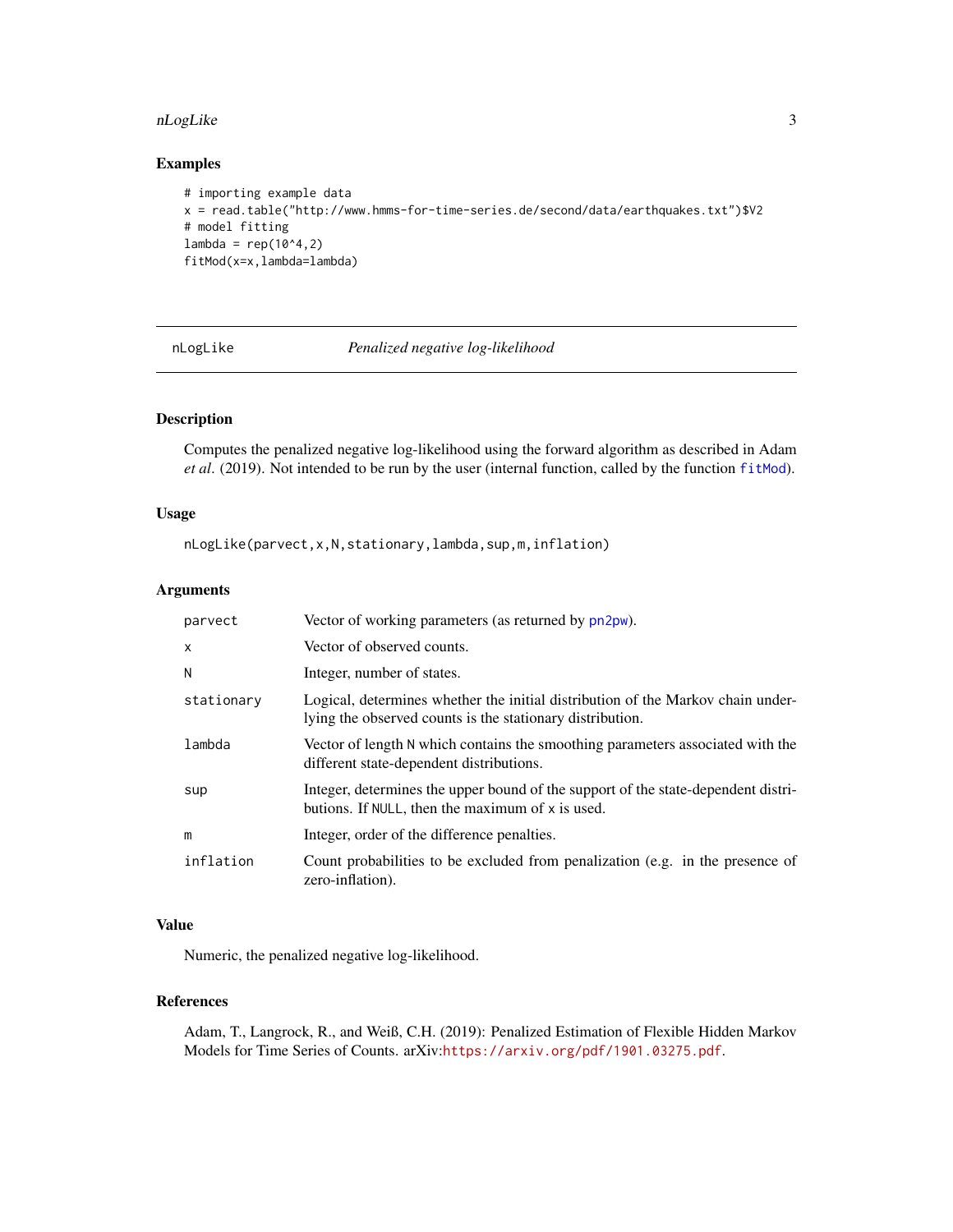## Examples

```
# importing example data
x = read.table("http://www.hmms-for-time-series.de/second/data/earthquakes.txt")$V2
# model fitting
lambda = rep(10^4,2)
fitMod(x=x,lambda=lambda)
```

---

# nLogLike — *Penalized negative log-likelihood*

---

## Description

Computes the penalized negative log-likelihood using the forward algorithm as described in Adam *et al*. (2019). Not intended to be run by the user (internal function, called by the function `fitMod`).

## Usage

```
nLogLike(parvect,x,N,stationary,lambda,sup,m,inflation)
```

## Arguments

| Argument | Description |
|---|---|
| `parvect` | Vector of working parameters (as returned by `pn2pw`). |
| `x` | Vector of observed counts. |
| `N` | Integer, number of states. |
| `stationary` | Logical, determines whether the initial distribution of the Markov chain underlying the observed counts is the stationary distribution. |
| `lambda` | Vector of length `N` which contains the smoothing parameters associated with the different state-dependent distributions. |
| `sup` | Integer, determines the upper bound of the support of the state-dependent distributions. If `NULL`, then the maximum of `x` is used. |
| `m` | Integer, order of the difference penalties. |
| `inflation` | Count probabilities to be excluded from penalization (e.g. in the presence of zero-inflation). |

## Value

Numeric, the penalized negative log-likelihood.

## References

Adam, T., Langrock, R., and Weiß, C.H. (2019): Penalized Estimation of Flexible Hidden Markov Models for Time Series of Counts. arXiv:https://arxiv.org/pdf/1901.03275.pdf.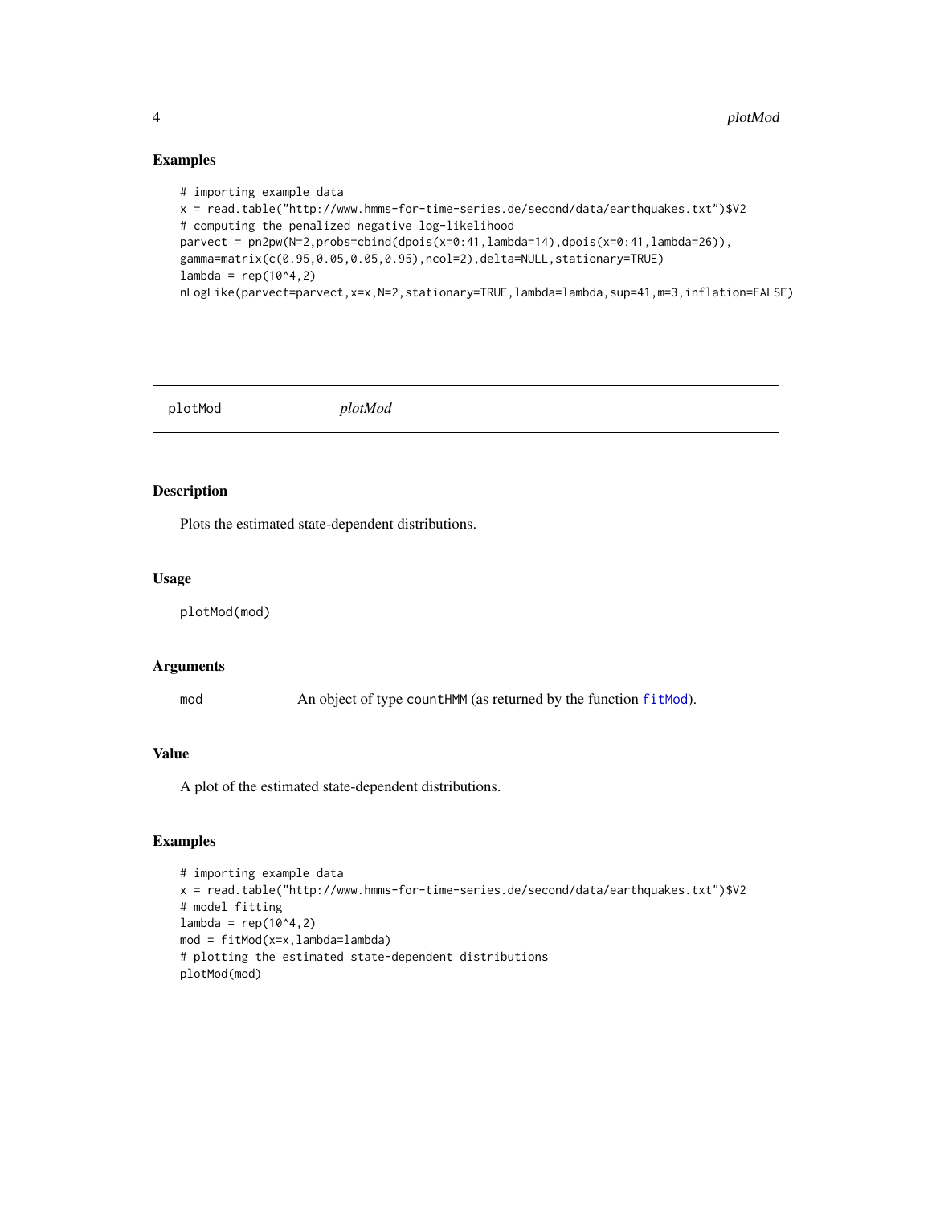## Examples

```
# importing example data
x = read.table("http://www.hmms-for-time-series.de/second/data/earthquakes.txt")$V2
# computing the penalized negative log-likelihood
parvect = pn2pw(N=2,probs=cbind(dpois(x=0:41,lambda=14),dpois(x=0:41,lambda=26)),
gamma=matrix(c(0.95,0.05,0.05,0.95),ncol=2),delta=NULL,stationary=TRUE)
lambda = rep(10^4,2)
nLogLike(parvect=parvect,x=x,N=2,stationary=TRUE,lambda=lambda,sup=41,m=3,inflation=FALSE)
```

---

# plotMod *plotMod*

---

## Description

Plots the estimated state-dependent distributions.

## Usage

```
plotMod(mod)
```

## Arguments

| | |
|---|---|
| mod | An object of type countHMM (as returned by the function fitMod). |

## Value

A plot of the estimated state-dependent distributions.

## Examples

```
# importing example data
x = read.table("http://www.hmms-for-time-series.de/second/data/earthquakes.txt")$V2
# model fitting
lambda = rep(10^4,2)
mod = fitMod(x=x,lambda=lambda)
# plotting the estimated state-dependent distributions
plotMod(mod)
```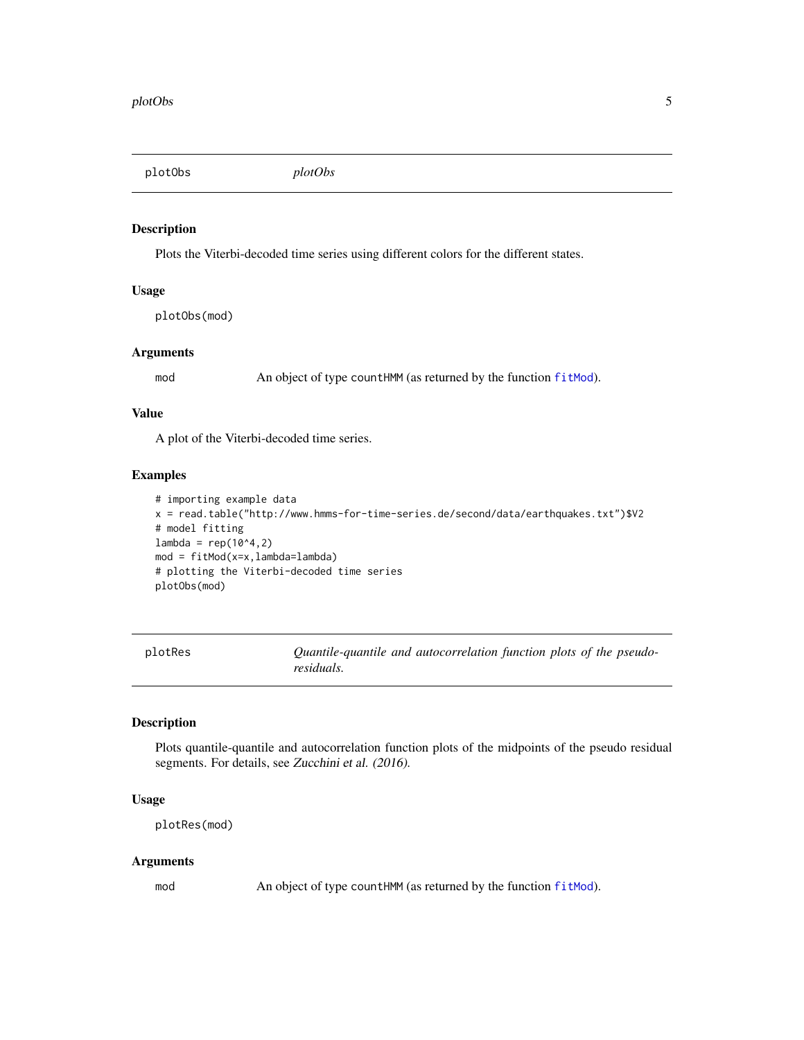## plotObs *plotObs*

### Description

Plots the Viterbi-decoded time series using different colors for the different states.

### Usage

```
plotObs(mod)
```

### Arguments

| | |
|---|---|
| mod | An object of type countHMM (as returned by the function fitMod). |

### Value

A plot of the Viterbi-decoded time series.

### Examples

```
# importing example data
x = read.table("http://www.hmms-for-time-series.de/second/data/earthquakes.txt")$V2
# model fitting
lambda = rep(10^4,2)
mod = fitMod(x=x,lambda=lambda)
# plotting the Viterbi-decoded time series
plotObs(mod)
```

## plotRes *Quantile-quantile and autocorrelation function plots of the pseudo-residuals.*

### Description

Plots quantile-quantile and autocorrelation function plots of the midpoints of the pseudo residual segments. For details, see *Zucchini et al. (2016).*

### Usage

```
plotRes(mod)
```

### Arguments

| | |
|---|---|
| mod | An object of type countHMM (as returned by the function fitMod). |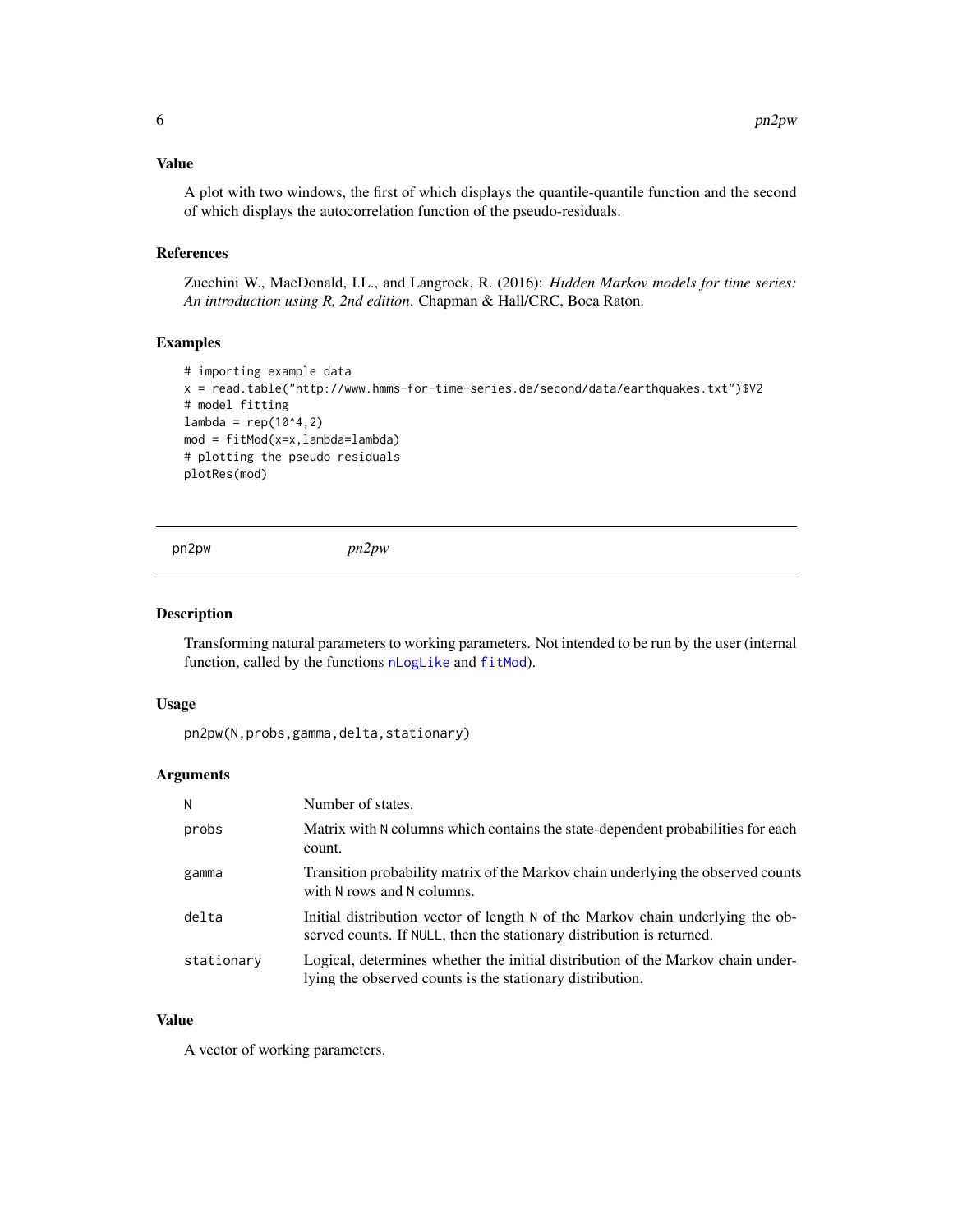## Value

A plot with two windows, the first of which displays the quantile-quantile function and the second of which displays the autocorrelation function of the pseudo-residuals.

## References

Zucchini W., MacDonald, I.L., and Langrock, R. (2016): *Hidden Markov models for time series: An introduction using R, 2nd edition*. Chapman & Hall/CRC, Boca Raton.

## Examples

```
# importing example data
x = read.table("http://www.hmms-for-time-series.de/second/data/earthquakes.txt")$V2
# model fitting
lambda = rep(10^4,2)
mod = fitMod(x=x,lambda=lambda)
# plotting the pseudo residuals
plotRes(mod)
```

---

# pn2pw *pn2pw*

---

## Description

Transforming natural parameters to working parameters. Not intended to be run by the user (internal function, called by the functions `nLogLike` and `fitMod`).

## Usage

```
pn2pw(N,probs,gamma,delta,stationary)
```

## Arguments

| | |
|---|---|
| `N` | Number of states. |
| `probs` | Matrix with `N` columns which contains the state-dependent probabilities for each count. |
| `gamma` | Transition probability matrix of the Markov chain underlying the observed counts with `N` rows and `N` columns. |
| `delta` | Initial distribution vector of length `N` of the Markov chain underlying the observed counts. If `NULL`, then the stationary distribution is returned. |
| `stationary` | Logical, determines whether the initial distribution of the Markov chain underlying the observed counts is the stationary distribution. |

## Value

A vector of working parameters.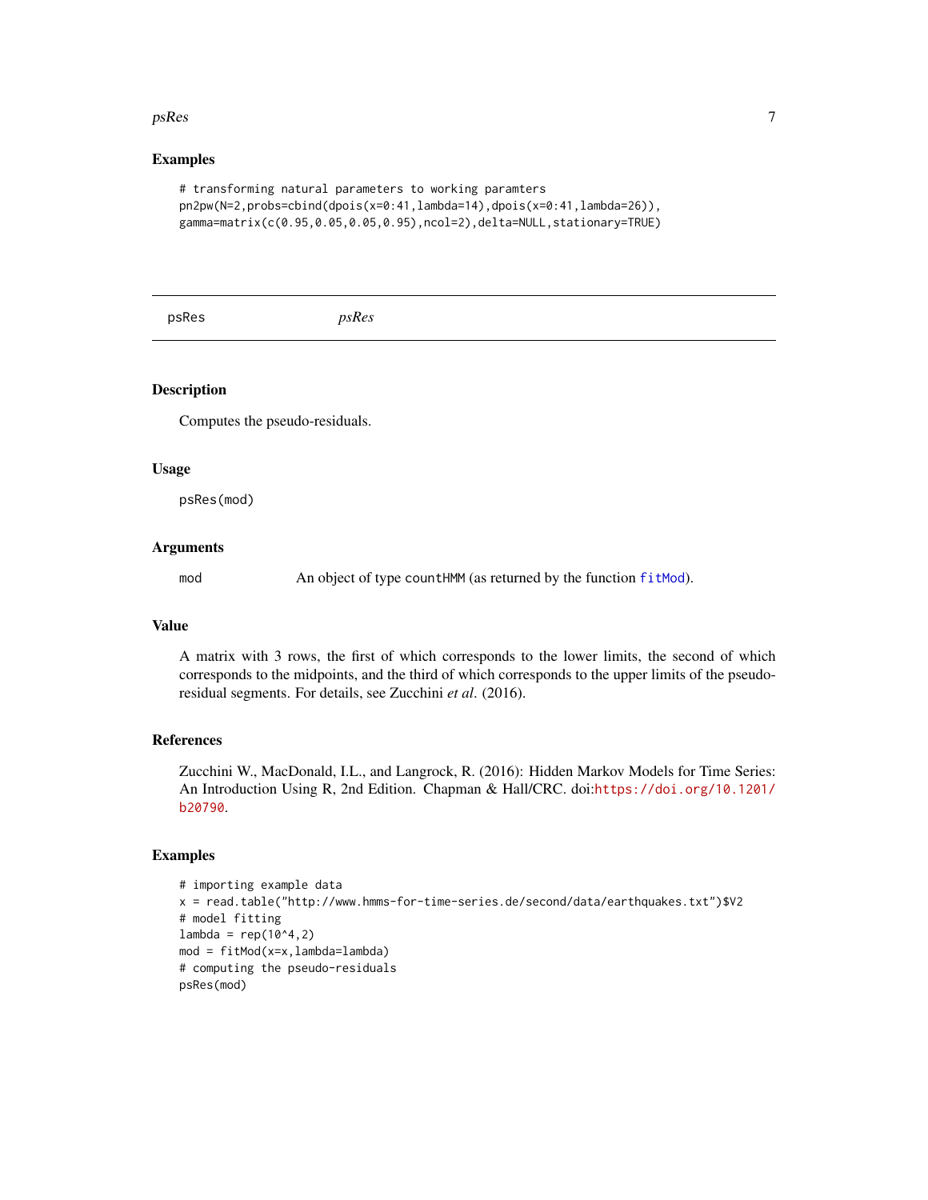## Examples

```
# transforming natural parameters to working paramters
pn2pw(N=2,probs=cbind(dpois(x=0:41,lambda=14),dpois(x=0:41,lambda=26)),
gamma=matrix(c(0.95,0.05,0.05,0.95),ncol=2),delta=NULL,stationary=TRUE)
```

---

psRes *psRes*

---

## Description

Computes the pseudo-residuals.

## Usage

```
psRes(mod)
```

## Arguments

| | |
|---|---|
| mod | An object of type countHMM (as returned by the function fitMod). |

## Value

A matrix with 3 rows, the first of which corresponds to the lower limits, the second of which corresponds to the midpoints, and the third of which corresponds to the upper limits of the pseudo-residual segments. For details, see Zucchini *et al*. (2016).

## References

Zucchini W., MacDonald, I.L., and Langrock, R. (2016): Hidden Markov Models for Time Series: An Introduction Using R, 2nd Edition. Chapman & Hall/CRC. doi:https://doi.org/10.1201/b20790.

## Examples

```
# importing example data
x = read.table("http://www.hmms-for-time-series.de/second/data/earthquakes.txt")$V2
# model fitting
lambda = rep(10^4,2)
mod = fitMod(x=x,lambda=lambda)
# computing the pseudo-residuals
psRes(mod)
```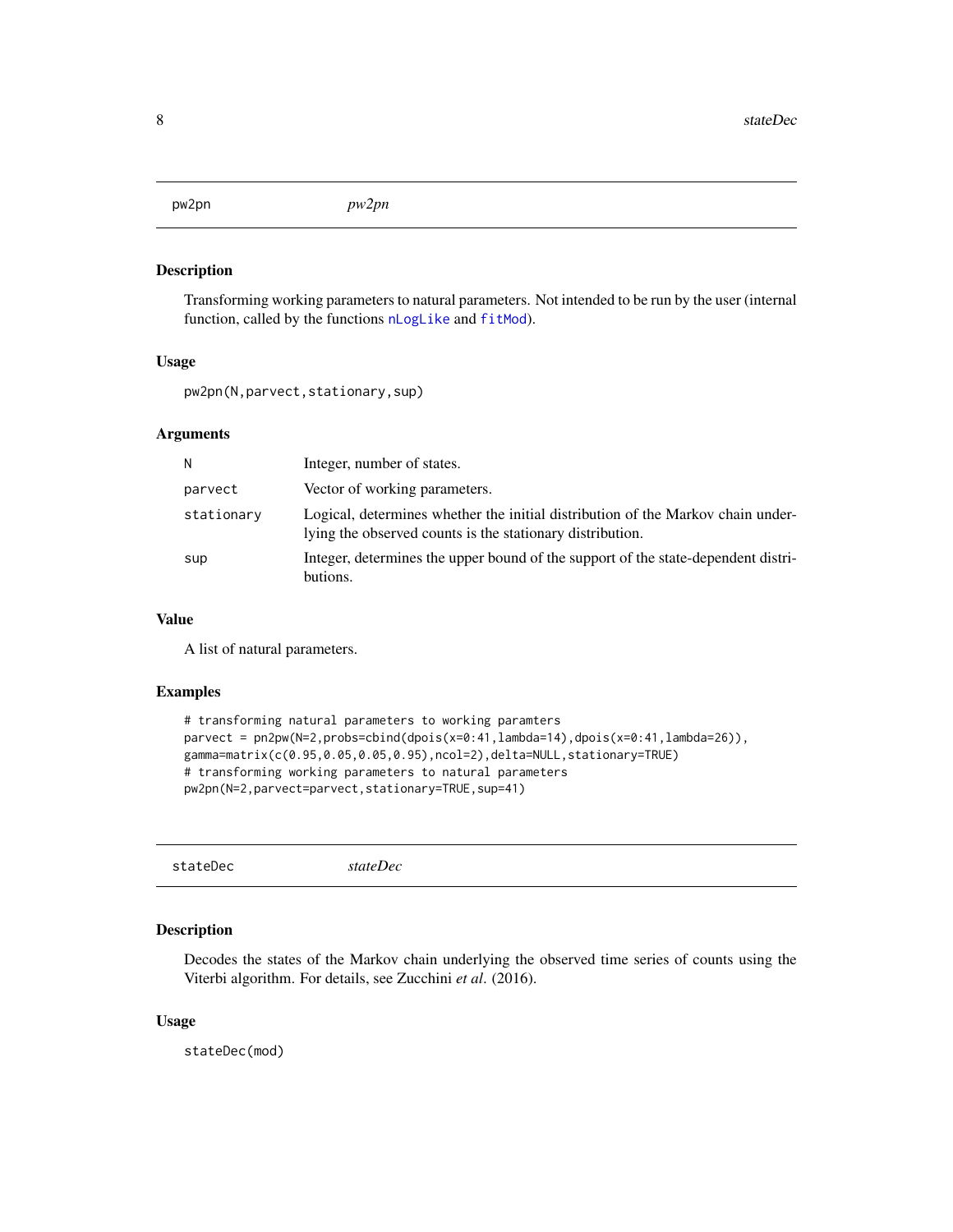## pw2pn *pw2pn*

### Description

Transforming working parameters to natural parameters. Not intended to be run by the user (internal function, called by the functions nLogLike and fitMod).

### Usage

```
pw2pn(N,parvect,stationary,sup)
```

### Arguments

| | |
|---|---|
| N | Integer, number of states. |
| parvect | Vector of working parameters. |
| stationary | Logical, determines whether the initial distribution of the Markov chain underlying the observed counts is the stationary distribution. |
| sup | Integer, determines the upper bound of the support of the state-dependent distributions. |

### Value

A list of natural parameters.

### Examples

```
# transforming natural parameters to working paramters
parvect = pn2pw(N=2,probs=cbind(dpois(x=0:41,lambda=14),dpois(x=0:41,lambda=26)),
gamma=matrix(c(0.95,0.05,0.05,0.95),ncol=2),delta=NULL,stationary=TRUE)
# transforming working parameters to natural parameters
pw2pn(N=2,parvect=parvect,stationary=TRUE,sup=41)
```

## stateDec *stateDec*

### Description

Decodes the states of the Markov chain underlying the observed time series of counts using the Viterbi algorithm. For details, see Zucchini *et al*. (2016).

### Usage

```
stateDec(mod)
```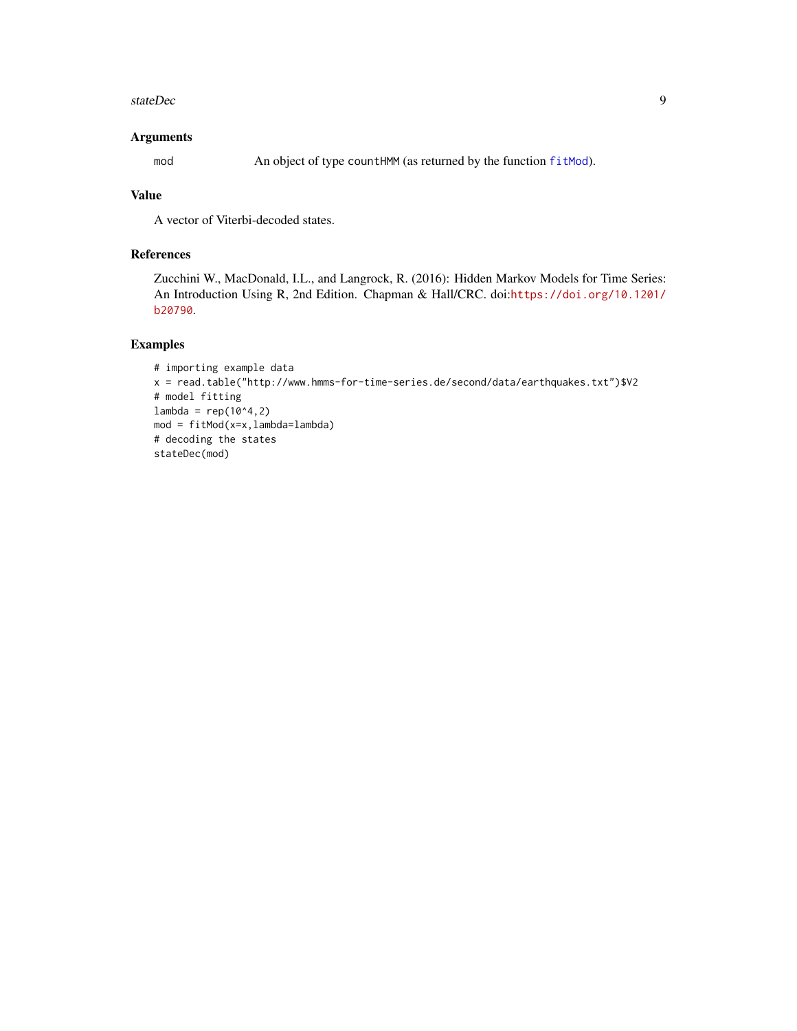## Arguments

| | |
|---|---|
| `mod` | An object of type `countHMM` (as returned by the function `fitMod`). |

## Value

A vector of Viterbi-decoded states.

## References

Zucchini W., MacDonald, I.L., and Langrock, R. (2016): Hidden Markov Models for Time Series: An Introduction Using R, 2nd Edition. Chapman & Hall/CRC. doi:https://doi.org/10.1201/b20790.

## Examples

```
# importing example data
x = read.table("http://www.hmms-for-time-series.de/second/data/earthquakes.txt")$V2
# model fitting
lambda = rep(10^4,2)
mod = fitMod(x=x,lambda=lambda)
# decoding the states
stateDec(mod)
```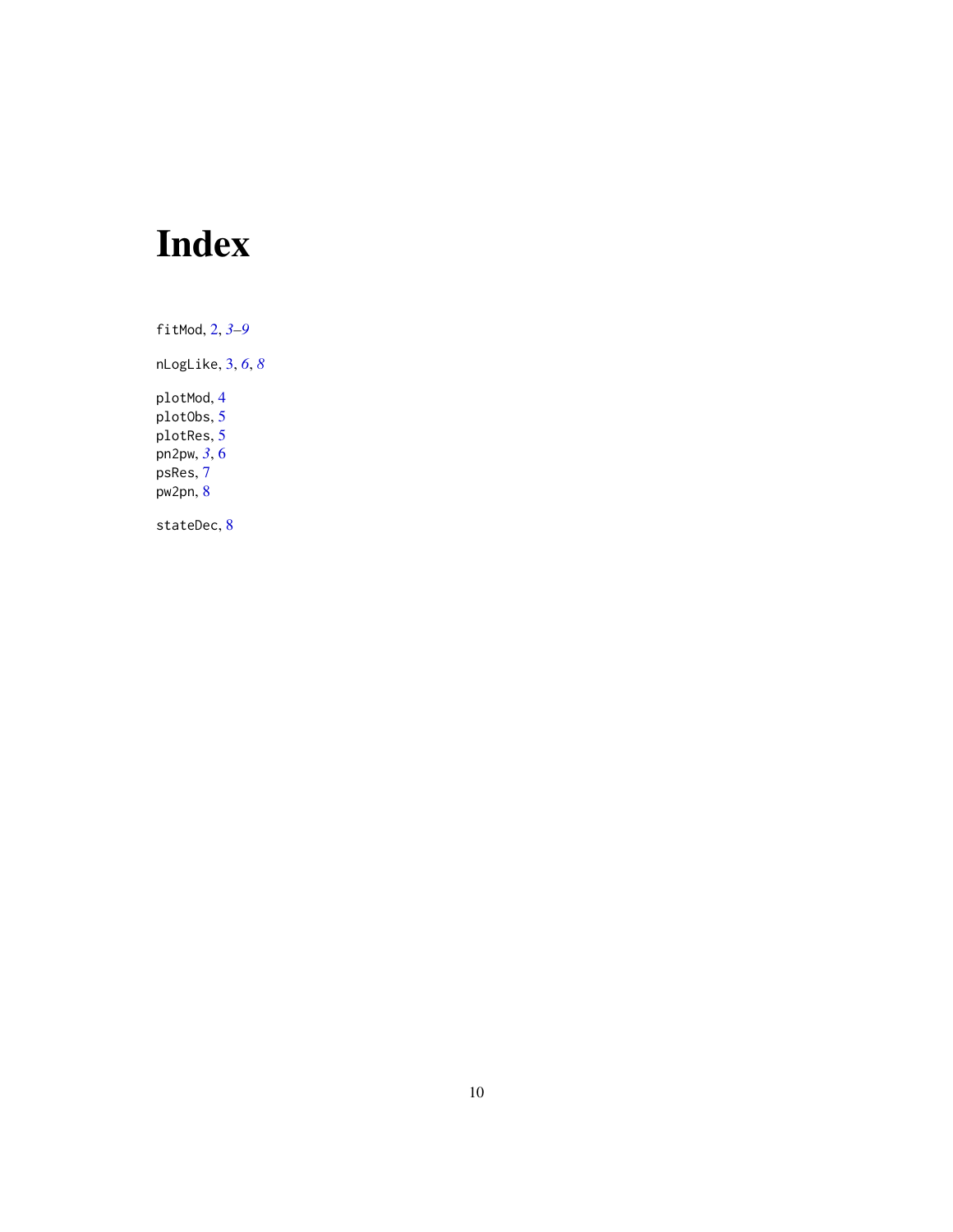# Index

fitMod, 2, *3–9*

nLogLike, 3, *6*, *8*

plotMod, 4
plotObs, 5
plotRes, 5
pn2pw, *3*, 6
psRes, 7
pw2pn, 8

stateDec, 8